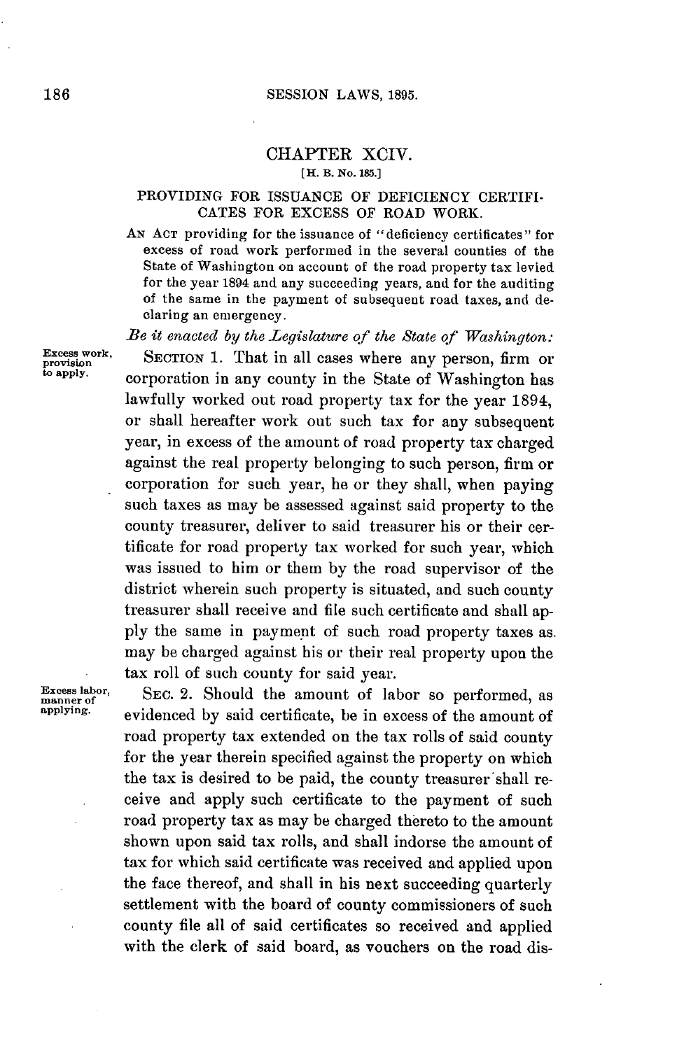# CHAPTER XCIV.

[H. B. No. 185.]

## PROVIDING FOR ISSUANCE OF DEFICIENCY CERTIFICATES FOR EXCESS OF ROAD WORK.

AN ACT providing for the issuance of "deficiency certificates" for excess of road work performed in the several counties of the State of Washington on account of the road property tax levied for the year 1894 and any succeeding years, and for the auditing of the same in the payment of subsequent road taxes, and declaring an emergency.

*Be it enacted by the Legislature of the State of Washington:*

Excess work, provision to apply.

SECTION 1. That in all cases where any person, firm or corporation in any county in the State of Washington has lawfully worked out road property tax for the year 1894, or shall hereafter work out such tax for any subsequent year, in excess of the amount of road property tax charged against the real property belonging to such person, firm or corporation for such year, he or they shall, when paying such taxes as may be assessed against said property to the county treasurer, deliver to said treasurer his or their certificate for road property tax worked for such year, which was issued to him or them by the road supervisor of the district wherein such property is situated, and such county treasurer shall receive and file such certificate and shall apply the same in payment of such road property taxes as may be charged against his or their real property upon the tax roll of such county for said year.

Excess labor, manner of applying.

SEC. 2. Should the amount of labor so performed, as evidenced by said certificate, be in excess of the amount of road property tax extended on the tax rolls of said county for the year therein specified against the property on which the tax is desired to be paid, the county treasurer shall receive and apply such certificate to the payment of such road property tax as may be charged thereto to the amount shown upon said tax rolls, and shall indorse the amount of tax for which said certificate was received and applied upon the face thereof, and shall in his next succeeding quarterly settlement with the board of county commissioners of such county file all of said certificates so received and applied with the clerk of said board, as vouchers on the road dis-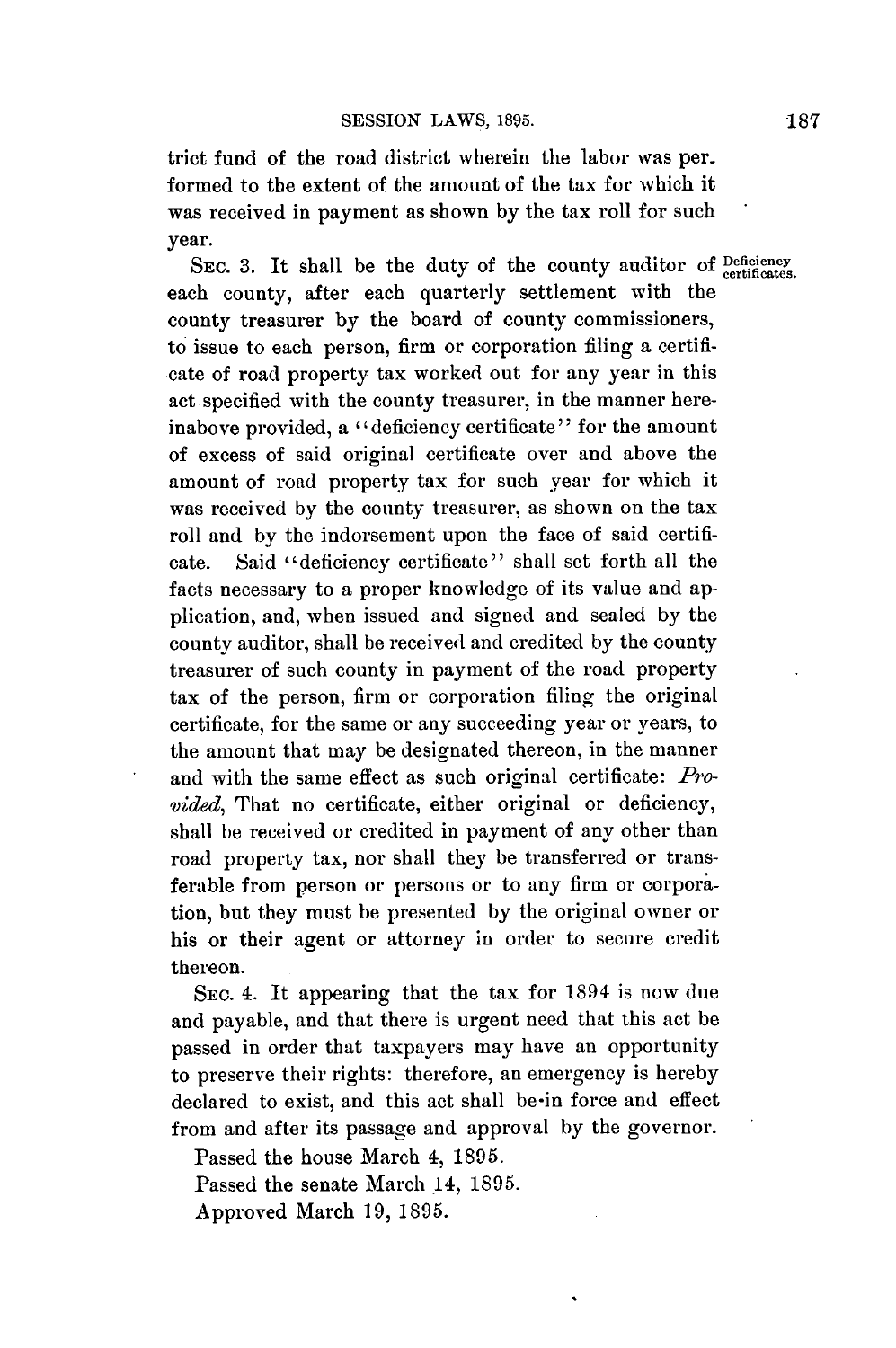trict fund of the road district wherein the labor was performed to the extent of the amount of the tax for which it was received in payment as shown by the tax roll for such year.

SEC. 3. It shall be the duty of the county auditor of each county, after each quarterly settlement with the county treasurer by the board of county commissioners, to issue to each person, firm or corporation filing a certificate of road property tax worked out for any year in this act specified with the county treasurer, in the manner hereinabove provided, a "deficiency certificate" for the amount of excess of said original certificate over and above the amount of road property tax for such year for which it was received by the county treasurer, as shown on the tax roll and by the indorsement upon the face of said certificate. Said "deficiency certificate" shall set forth all the facts necessary to a proper knowledge of its value and application, and, when issued and signed and sealed by the county auditor, shall be received and credited by the county treasurer of such county in payment of the road property tax of the person, firm or corporation filing the original certificate, for the same or any succeeding year or years, to the amount that may be designated thereon, in the manner and with the same effect as such original certificate: *Provided*, That no certificate, either original or deficiency, shall be received or credited in payment of any other than road property tax, nor shall they be transferred or transferable from person or persons or to any firm or corporation, but they must be presented by the original owner or his or their agent or attorney in order to secure credit thereon.

Deficiency certificates.

SEC. 4. It appearing that the tax for 1894 is now due and payable, and that there is urgent need that this act be passed in order that taxpayers may have an opportunity to preserve their rights: therefore, an emergency is hereby declared to exist, and this act shall be in force and effect from and after its passage and approval by the governor.

Passed the house March 4, 1895.

Passed the senate March 14, 1895.

Approved March 19, 1895.